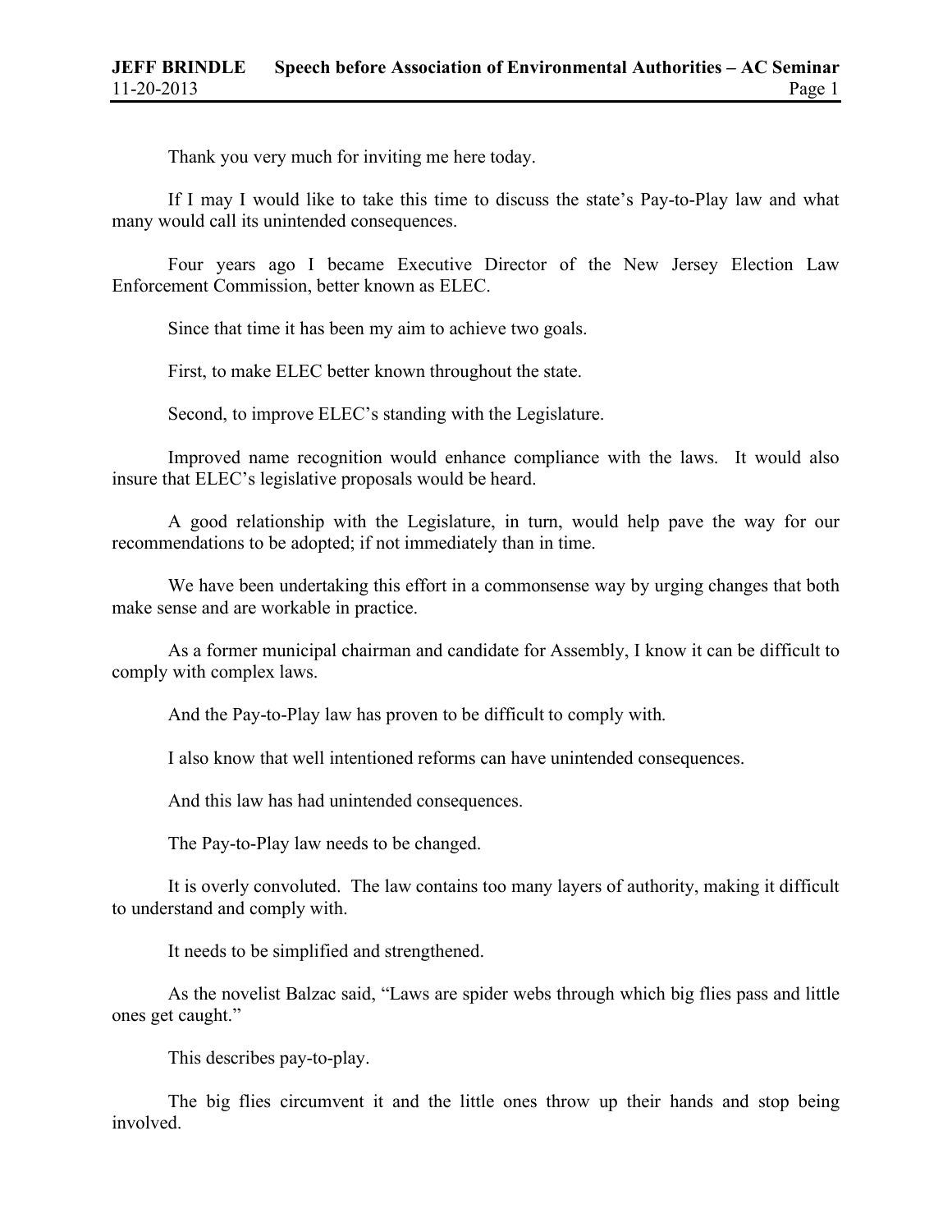Thank you very much for inviting me here today.

If I may I would like to take this time to discuss the state's Pay-to-Play law and what many would call its unintended consequences.

Four years ago I became Executive Director of the New Jersey Election Law Enforcement Commission, better known as ELEC.

Since that time it has been my aim to achieve two goals.

First, to make ELEC better known throughout the state.

Second, to improve ELEC's standing with the Legislature.

Improved name recognition would enhance compliance with the laws. It would also insure that ELEC's legislative proposals would be heard.

A good relationship with the Legislature, in turn, would help pave the way for our recommendations to be adopted; if not immediately than in time.

We have been undertaking this effort in a commonsense way by urging changes that both make sense and are workable in practice.

As a former municipal chairman and candidate for Assembly, I know it can be difficult to comply with complex laws.

And the Pay-to-Play law has proven to be difficult to comply with.

I also know that well intentioned reforms can have unintended consequences.

And this law has had unintended consequences.

The Pay-to-Play law needs to be changed.

It is overly convoluted. The law contains too many layers of authority, making it difficult to understand and comply with.

It needs to be simplified and strengthened.

As the novelist Balzac said, "Laws are spider webs through which big flies pass and little ones get caught."

This describes pay-to-play.

The big flies circumvent it and the little ones throw up their hands and stop being involved.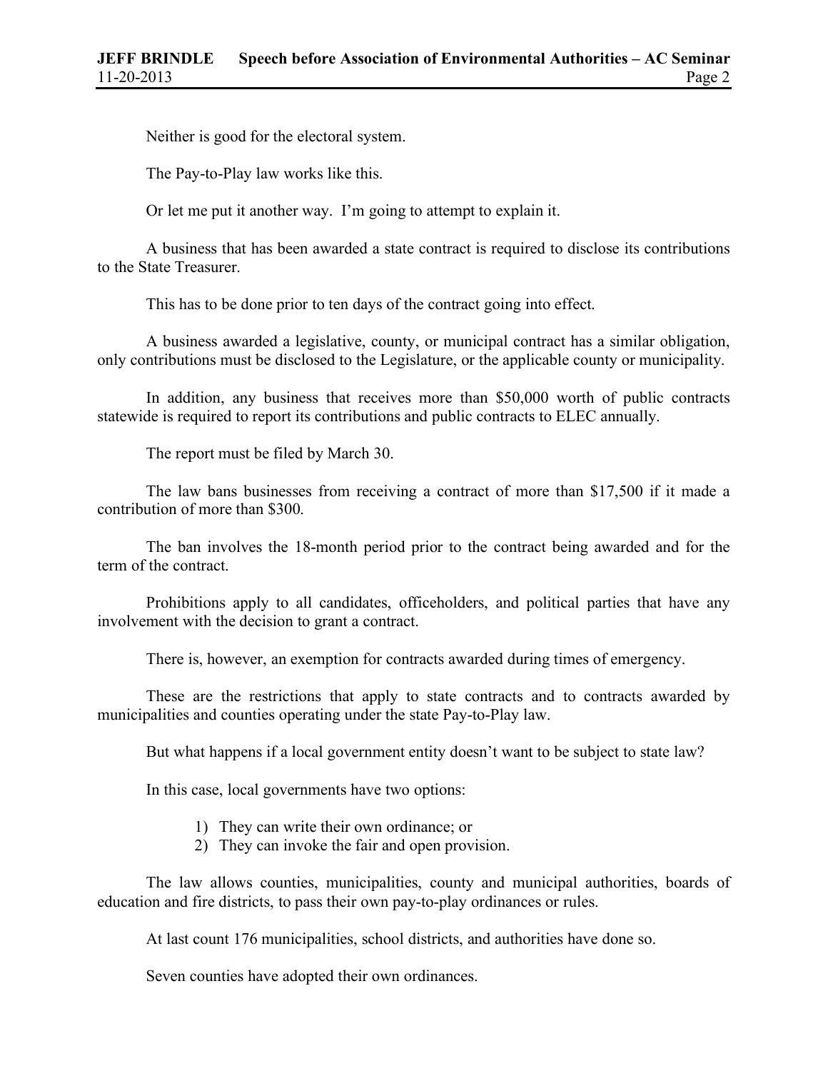Neither is good for the electoral system.

The Pay-to-Play law works like this.

Or let me put it another way. I'm going to attempt to explain it.

A business that has been awarded a state contract is required to disclose its contributions to the State Treasurer.

This has to be done prior to ten days of the contract going into effect.

A business awarded a legislative, county, or municipal contract has a similar obligation, only contributions must be disclosed to the Legislature, or the applicable county or municipality.

In addition, any business that receives more than $50,000 worth of public contracts statewide is required to report its contributions and public contracts to ELEC annually.

The report must be filed by March 30.

The law bans businesses from receiving a contract of more than $17,500 if it made a contribution of more than $300.

The ban involves the 18-month period prior to the contract being awarded and for the term of the contract.

Prohibitions apply to all candidates, officeholders, and political parties that have any involvement with the decision to grant a contract.

There is, however, an exemption for contracts awarded during times of emergency.

These are the restrictions that apply to state contracts and to contracts awarded by municipalities and counties operating under the state Pay-to-Play law.

But what happens if a local government entity doesn't want to be subject to state law?

In this case, local governments have two options:

1) They can write their own ordinance; or
2) They can invoke the fair and open provision.

The law allows counties, municipalities, county and municipal authorities, boards of education and fire districts, to pass their own pay-to-play ordinances or rules.

At last count 176 municipalities, school districts, and authorities have done so.

Seven counties have adopted their own ordinances.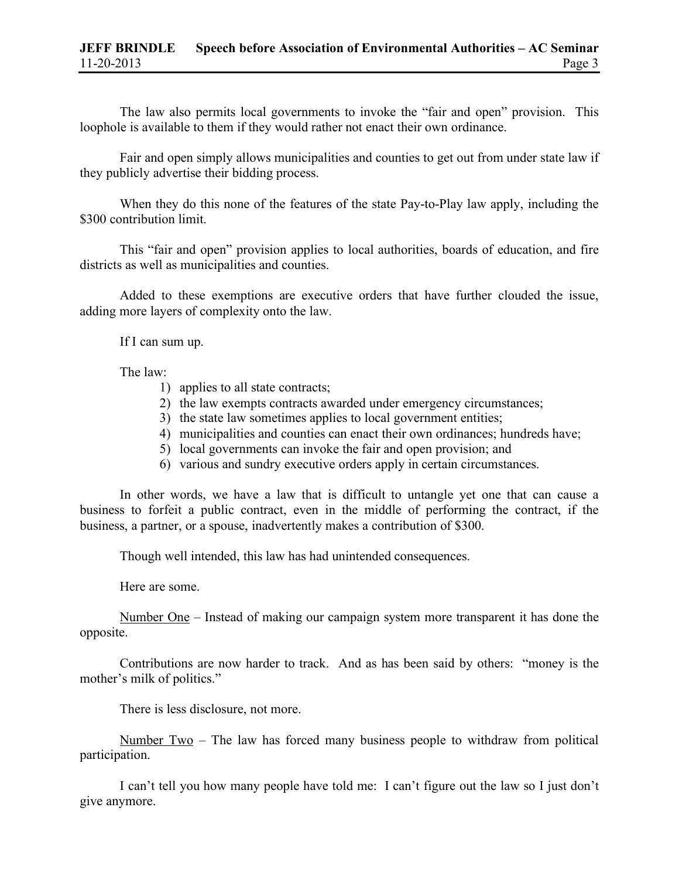The law also permits local governments to invoke the "fair and open" provision. This loophole is available to them if they would rather not enact their own ordinance.

Fair and open simply allows municipalities and counties to get out from under state law if they publicly advertise their bidding process.

When they do this none of the features of the state Pay-to-Play law apply, including the $300 contribution limit.

This "fair and open" provision applies to local authorities, boards of education, and fire districts as well as municipalities and counties.

Added to these exemptions are executive orders that have further clouded the issue, adding more layers of complexity onto the law.

If I can sum up.

The law:

1) applies to all state contracts;
2) the law exempts contracts awarded under emergency circumstances;
3) the state law sometimes applies to local government entities;
4) municipalities and counties can enact their own ordinances; hundreds have;
5) local governments can invoke the fair and open provision; and
6) various and sundry executive orders apply in certain circumstances.

In other words, we have a law that is difficult to untangle yet one that can cause a business to forfeit a public contract, even in the middle of performing the contract, if the business, a partner, or a spouse, inadvertently makes a contribution of $300.

Though well intended, this law has had unintended consequences.

Here are some.

<u>Number One</u> – Instead of making our campaign system more transparent it has done the opposite.

Contributions are now harder to track. And as has been said by others: "money is the mother's milk of politics."

There is less disclosure, not more.

<u>Number Two</u> – The law has forced many business people to withdraw from political participation.

I can't tell you how many people have told me: I can't figure out the law so I just don't give anymore.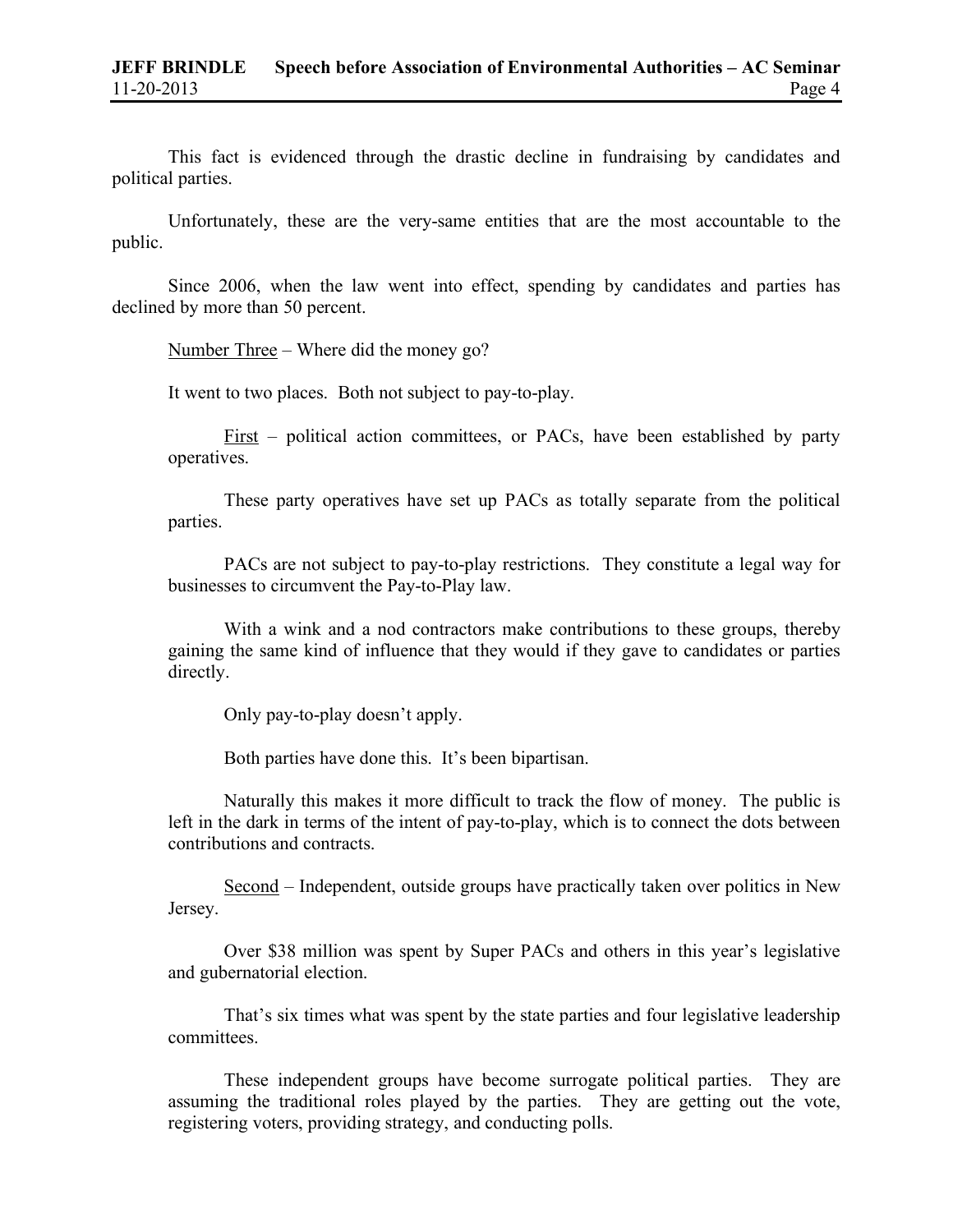This fact is evidenced through the drastic decline in fundraising by candidates and political parties.

Unfortunately, these are the very-same entities that are the most accountable to the public.

Since 2006, when the law went into effect, spending by candidates and parties has declined by more than 50 percent.

<u>Number Three</u> – Where did the money go?

It went to two places. Both not subject to pay-to-play.

> <u>First</u> – political action committees, or PACs, have been established by party operatives.
>
> These party operatives have set up PACs as totally separate from the political parties.
>
> PACs are not subject to pay-to-play restrictions. They constitute a legal way for businesses to circumvent the Pay-to-Play law.
>
> With a wink and a nod contractors make contributions to these groups, thereby gaining the same kind of influence that they would if they gave to candidates or parties directly.
>
> Only pay-to-play doesn't apply.
>
> Both parties have done this. It's been bipartisan.
>
> Naturally this makes it more difficult to track the flow of money. The public is left in the dark in terms of the intent of pay-to-play, which is to connect the dots between contributions and contracts.
>
> <u>Second</u> – Independent, outside groups have practically taken over politics in New Jersey.
>
> Over $38 million was spent by Super PACs and others in this year's legislative and gubernatorial election.
>
> That's six times what was spent by the state parties and four legislative leadership committees.
>
> These independent groups have become surrogate political parties. They are assuming the traditional roles played by the parties. They are getting out the vote, registering voters, providing strategy, and conducting polls.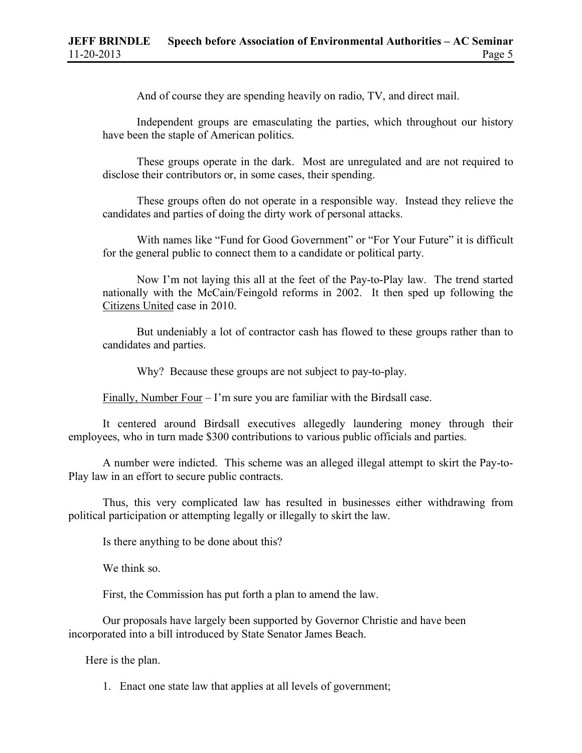And of course they are spending heavily on radio, TV, and direct mail.

Independent groups are emasculating the parties, which throughout our history have been the staple of American politics.

These groups operate in the dark. Most are unregulated and are not required to disclose their contributors or, in some cases, their spending.

These groups often do not operate in a responsible way. Instead they relieve the candidates and parties of doing the dirty work of personal attacks.

With names like "Fund for Good Government" or "For Your Future" it is difficult for the general public to connect them to a candidate or political party.

Now I'm not laying this all at the feet of the Pay-to-Play law. The trend started nationally with the McCain/Feingold reforms in 2002. It then sped up following the Citizens United case in 2010.

But undeniably a lot of contractor cash has flowed to these groups rather than to candidates and parties.

Why? Because these groups are not subject to pay-to-play.

Finally, Number Four – I'm sure you are familiar with the Birdsall case.

It centered around Birdsall executives allegedly laundering money through their employees, who in turn made $300 contributions to various public officials and parties.

A number were indicted. This scheme was an alleged illegal attempt to skirt the Pay-to-Play law in an effort to secure public contracts.

Thus, this very complicated law has resulted in businesses either withdrawing from political participation or attempting legally or illegally to skirt the law.

Is there anything to be done about this?

We think so.

First, the Commission has put forth a plan to amend the law.

Our proposals have largely been supported by Governor Christie and have been incorporated into a bill introduced by State Senator James Beach.

Here is the plan.

1. Enact one state law that applies at all levels of government;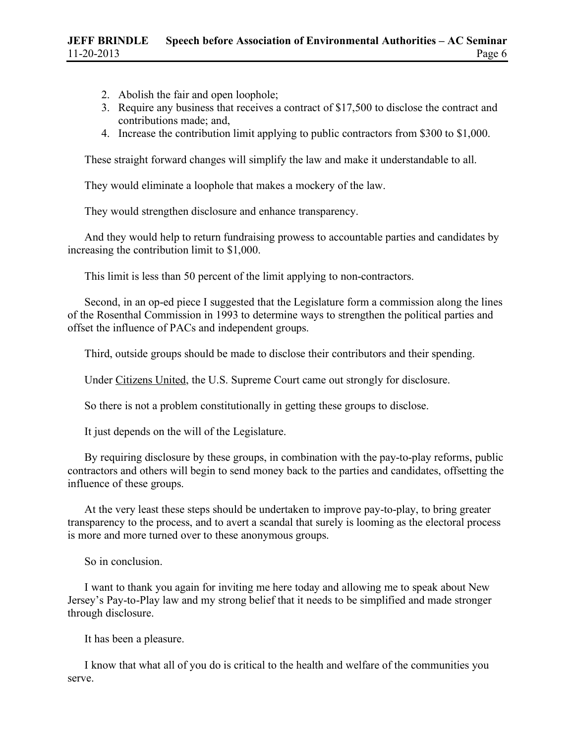2. Abolish the fair and open loophole;
3. Require any business that receives a contract of $17,500 to disclose the contract and contributions made; and,
4. Increase the contribution limit applying to public contractors from $300 to $1,000.

These straight forward changes will simplify the law and make it understandable to all.

They would eliminate a loophole that makes a mockery of the law.

They would strengthen disclosure and enhance transparency.

And they would help to return fundraising prowess to accountable parties and candidates by increasing the contribution limit to $1,000.

This limit is less than 50 percent of the limit applying to non-contractors.

Second, in an op-ed piece I suggested that the Legislature form a commission along the lines of the Rosenthal Commission in 1993 to determine ways to strengthen the political parties and offset the influence of PACs and independent groups.

Third, outside groups should be made to disclose their contributors and their spending.

Under Citizens United, the U.S. Supreme Court came out strongly for disclosure.

So there is not a problem constitutionally in getting these groups to disclose.

It just depends on the will of the Legislature.

By requiring disclosure by these groups, in combination with the pay-to-play reforms, public contractors and others will begin to send money back to the parties and candidates, offsetting the influence of these groups.

At the very least these steps should be undertaken to improve pay-to-play, to bring greater transparency to the process, and to avert a scandal that surely is looming as the electoral process is more and more turned over to these anonymous groups.

So in conclusion.

I want to thank you again for inviting me here today and allowing me to speak about New Jersey's Pay-to-Play law and my strong belief that it needs to be simplified and made stronger through disclosure.

It has been a pleasure.

I know that what all of you do is critical to the health and welfare of the communities you serve.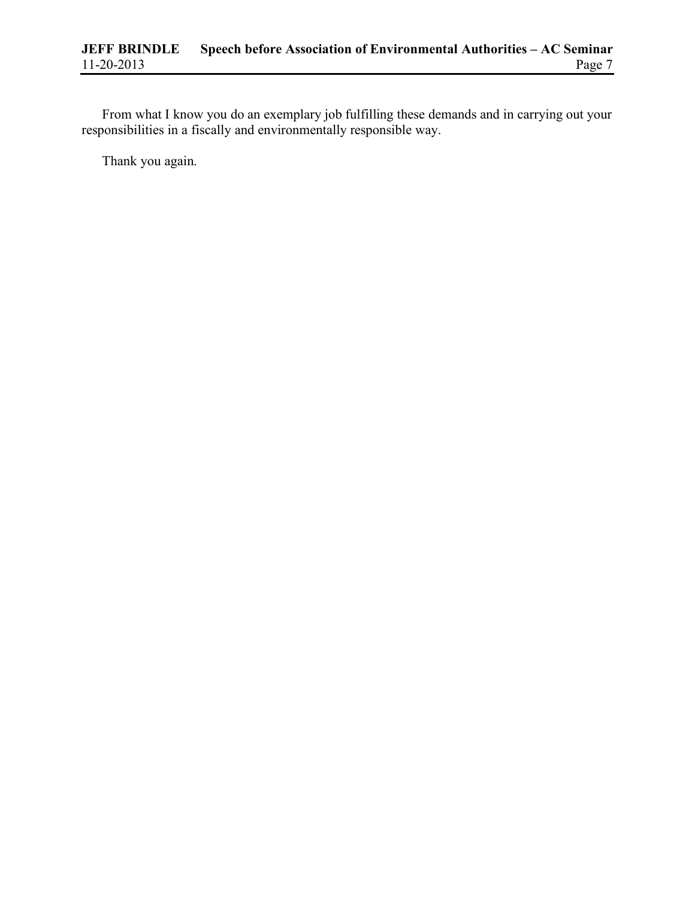From what I know you do an exemplary job fulfilling these demands and in carrying out your responsibilities in a fiscally and environmentally responsible way.

Thank you again.